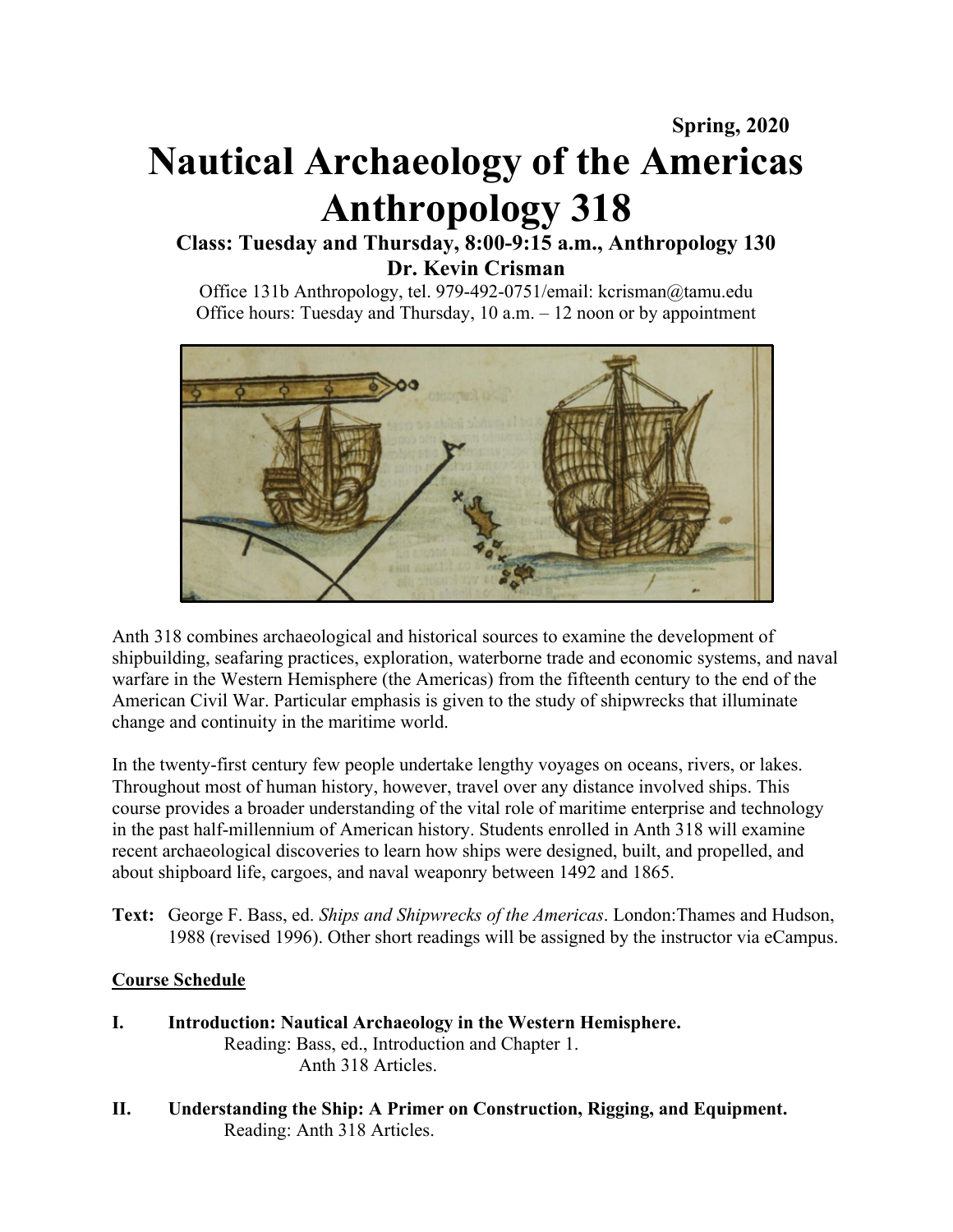**Spring, 2020**

# Nautical Archaeology of the Americas
# Anthropology 318

**Class: Tuesday and Thursday, 8:00-9:15 a.m., Anthropology 130**

**Dr. Kevin Crisman**

Office 131b Anthropology, tel. 979-492-0751/email: kcrisman@tamu.edu
Office hours: Tuesday and Thursday, 10 a.m. – 12 noon or by appointment

Anth 318 combines archaeological and historical sources to examine the development of shipbuilding, seafaring practices, exploration, waterborne trade and economic systems, and naval warfare in the Western Hemisphere (the Americas) from the fifteenth century to the end of the American Civil War. Particular emphasis is given to the study of shipwrecks that illuminate change and continuity in the maritime world.

In the twenty-first century few people undertake lengthy voyages on oceans, rivers, or lakes. Throughout most of human history, however, travel over any distance involved ships. This course provides a broader understanding of the vital role of maritime enterprise and technology in the past half-millennium of American history. Students enrolled in Anth 318 will examine recent archaeological discoveries to learn how ships were designed, built, and propelled, and about shipboard life, cargoes, and naval weaponry between 1492 and 1865.

**Text:** George F. Bass, ed. *Ships and Shipwrecks of the Americas*. London:Thames and Hudson, 1988 (revised 1996). Other short readings will be assigned by the instructor via eCampus.

**Course Schedule**

**I. Introduction: Nautical Archaeology in the Western Hemisphere.**
Reading: Bass, ed., Introduction and Chapter 1.
Anth 318 Articles.

**II. Understanding the Ship: A Primer on Construction, Rigging, and Equipment.**
Reading: Anth 318 Articles.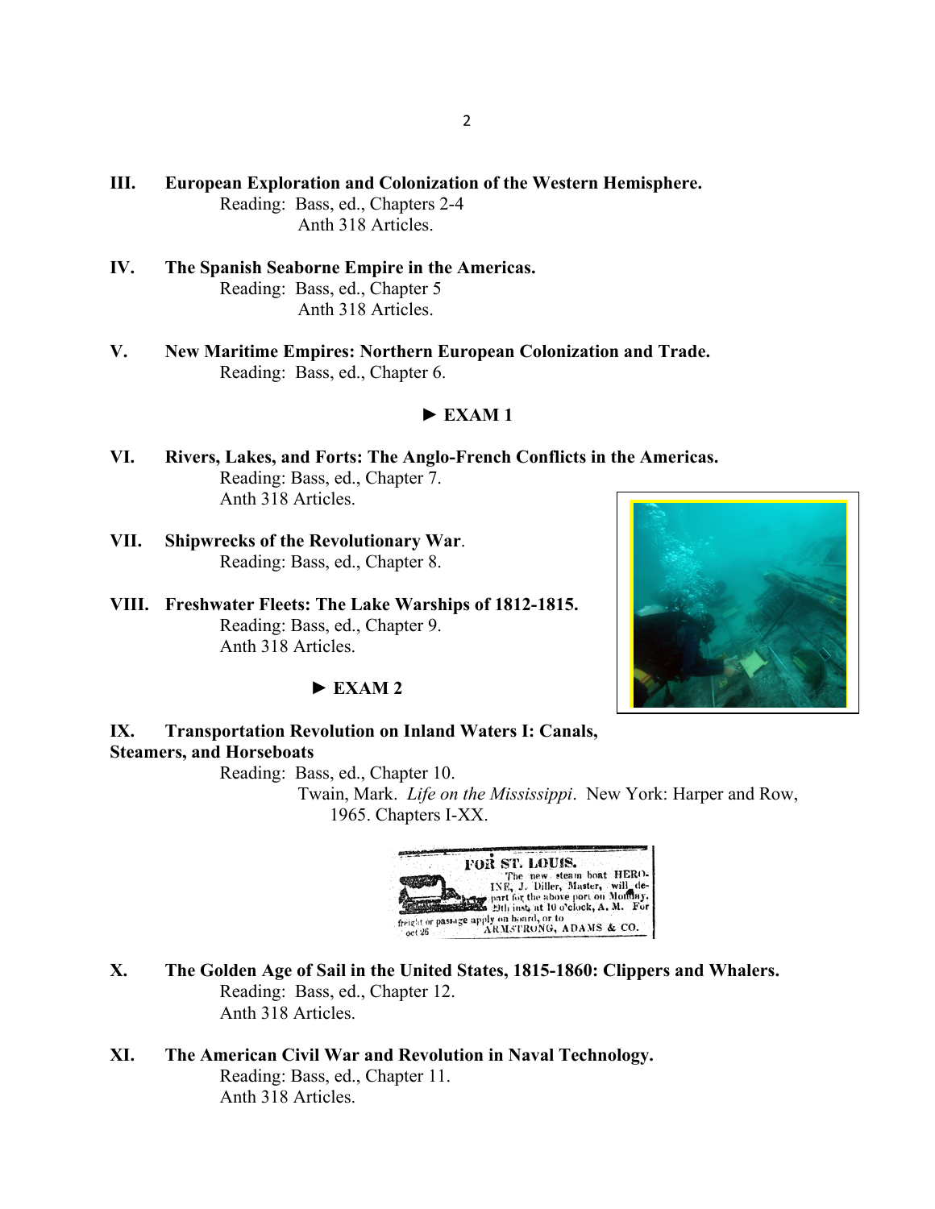**III. European Exploration and Colonization of the Western Hemisphere.**

Reading: Bass, ed., Chapters 2-4

Anth 318 Articles.

**IV. The Spanish Seaborne Empire in the Americas.**

Reading: Bass, ed., Chapter 5

Anth 318 Articles.

**V. New Maritime Empires: Northern European Colonization and Trade.**

Reading: Bass, ed., Chapter 6.

**► EXAM 1**

**VI. Rivers, Lakes, and Forts: The Anglo-French Conflicts in the Americas.**

Reading: Bass, ed., Chapter 7.

Anth 318 Articles.

**VII. Shipwrecks of the Revolutionary War.**

Reading: Bass, ed., Chapter 8.

**VIII. Freshwater Fleets: The Lake Warships of 1812-1815.**

Reading: Bass, ed., Chapter 9.

Anth 318 Articles.

**► EXAM 2**

**IX. Transportation Revolution on Inland Waters I: Canals, Steamers, and Horseboats**

Reading: Bass, ed., Chapter 10.

Twain, Mark. *Life on the Mississippi*. New York: Harper and Row, 1965. Chapters I-XX.

**X. The Golden Age of Sail in the United States, 1815-1860: Clippers and Whalers.**

Reading: Bass, ed., Chapter 12.

Anth 318 Articles.

**XI. The American Civil War and Revolution in Naval Technology.**

Reading: Bass, ed., Chapter 11.

Anth 318 Articles.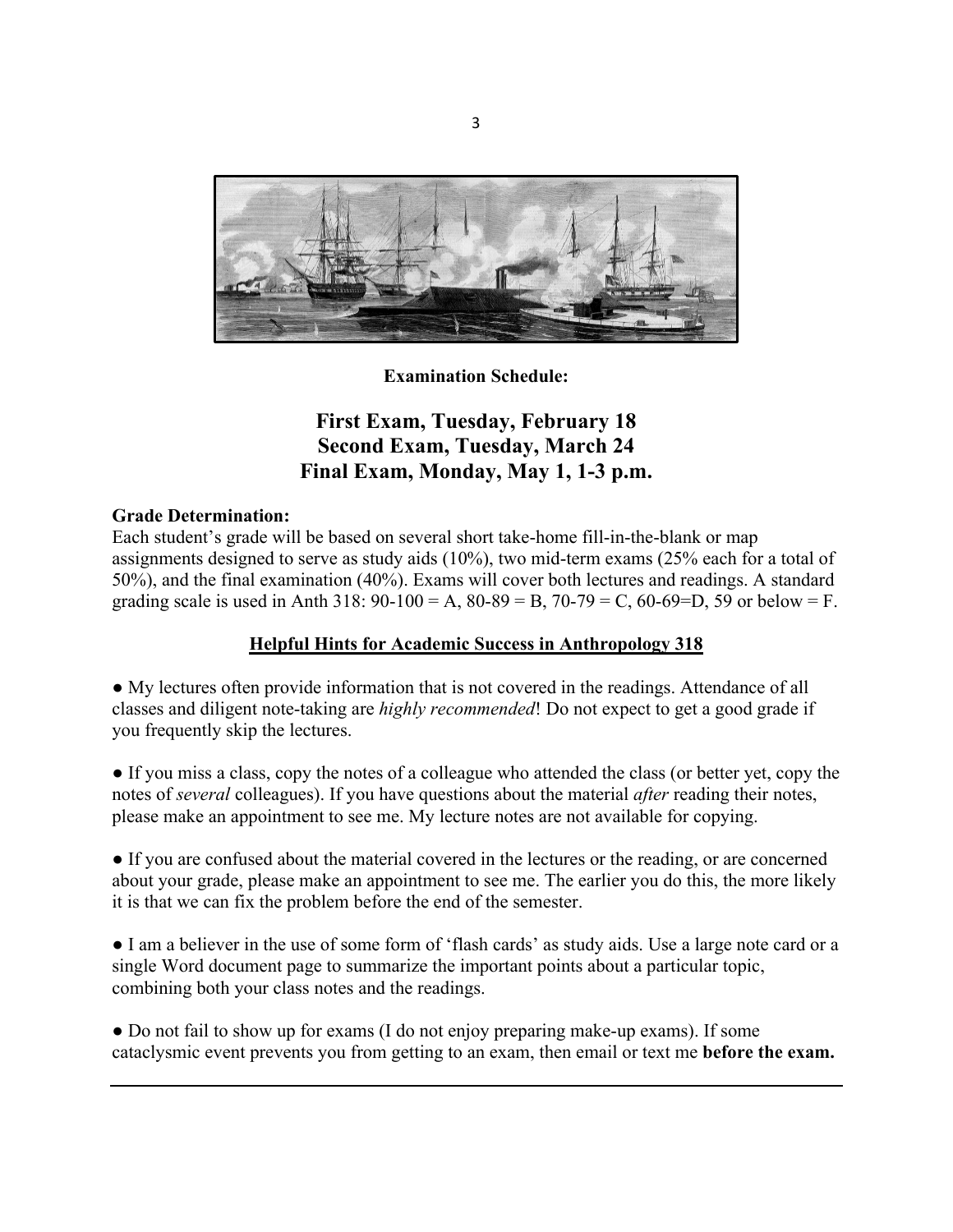**Examination Schedule:**

## First Exam, Tuesday, February 18
## Second Exam, Tuesday, March 24
## Final Exam, Monday, May 1, 1-3 p.m.

**Grade Determination:**
Each student's grade will be based on several short take-home fill-in-the-blank or map assignments designed to serve as study aids (10%), two mid-term exams (25% each for a total of 50%), and the final examination (40%). Exams will cover both lectures and readings. A standard grading scale is used in Anth 318: 90-100 = A, 80-89 = B, 70-79 = C, 60-69=D, 59 or below = F.

**Helpful Hints for Academic Success in Anthropology 318**

● My lectures often provide information that is not covered in the readings. Attendance of all classes and diligent note-taking are *highly recommended*! Do not expect to get a good grade if you frequently skip the lectures.

● If you miss a class, copy the notes of a colleague who attended the class (or better yet, copy the notes of *several* colleagues). If you have questions about the material *after* reading their notes, please make an appointment to see me. My lecture notes are not available for copying.

● If you are confused about the material covered in the lectures or the reading, or are concerned about your grade, please make an appointment to see me. The earlier you do this, the more likely it is that we can fix the problem before the end of the semester.

● I am a believer in the use of some form of 'flash cards' as study aids. Use a large note card or a single Word document page to summarize the important points about a particular topic, combining both your class notes and the readings.

● Do not fail to show up for exams (I do not enjoy preparing make-up exams). If some cataclysmic event prevents you from getting to an exam, then email or text me **before the exam.**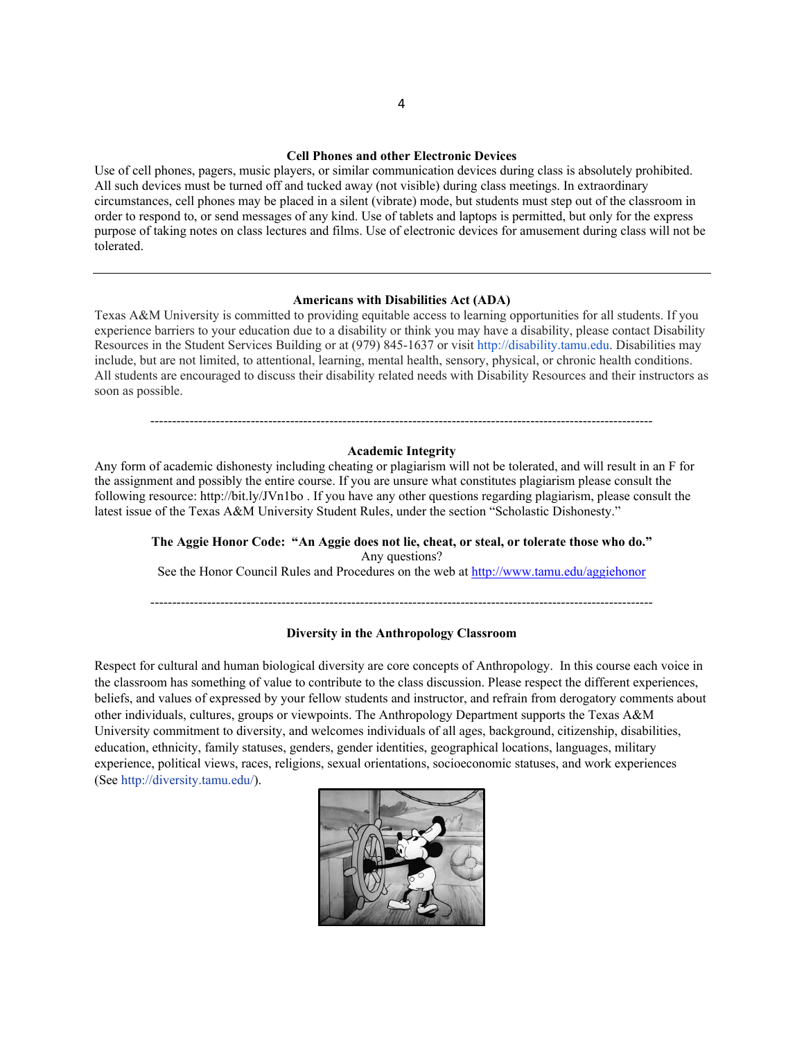### Cell Phones and other Electronic Devices

Use of cell phones, pagers, music players, or similar communication devices during class is absolutely prohibited. All such devices must be turned off and tucked away (not visible) during class meetings. In extraordinary circumstances, cell phones may be placed in a silent (vibrate) mode, but students must step out of the classroom in order to respond to, or send messages of any kind. Use of tablets and laptops is permitted, but only for the express purpose of taking notes on class lectures and films. Use of electronic devices for amusement during class will not be tolerated.

---

### Americans with Disabilities Act (ADA)

Texas A&M University is committed to providing equitable access to learning opportunities for all students. If you experience barriers to your education due to a disability or think you may have a disability, please contact Disability Resources in the Student Services Building or at (979) 845-1637 or visit http://disability.tamu.edu. Disabilities may include, but are not limited, to attentional, learning, mental health, sensory, physical, or chronic health conditions. All students are encouraged to discuss their disability related needs with Disability Resources and their instructors as soon as possible.

---

### Academic Integrity

Any form of academic dishonesty including cheating or plagiarism will not be tolerated, and will result in an F for the assignment and possibly the entire course. If you are unsure what constitutes plagiarism please consult the following resource: http://bit.ly/JVn1bo . If you have any other questions regarding plagiarism, please consult the latest issue of the Texas A&M University Student Rules, under the section "Scholastic Dishonesty."

**The Aggie Honor Code: "An Aggie does not lie, cheat, or steal, or tolerate those who do."**
Any questions?
See the Honor Council Rules and Procedures on the web at http://www.tamu.edu/aggiehonor

---

### Diversity in the Anthropology Classroom

Respect for cultural and human biological diversity are core concepts of Anthropology. In this course each voice in the classroom has something of value to contribute to the class discussion. Please respect the different experiences, beliefs, and values of expressed by your fellow students and instructor, and refrain from derogatory comments about other individuals, cultures, groups or viewpoints. The Anthropology Department supports the Texas A&M University commitment to diversity, and welcomes individuals of all ages, background, citizenship, disabilities, education, ethnicity, family statuses, genders, gender identities, geographical locations, languages, military experience, political views, races, religions, sexual orientations, socioeconomic statuses, and work experiences (See http://diversity.tamu.edu/).